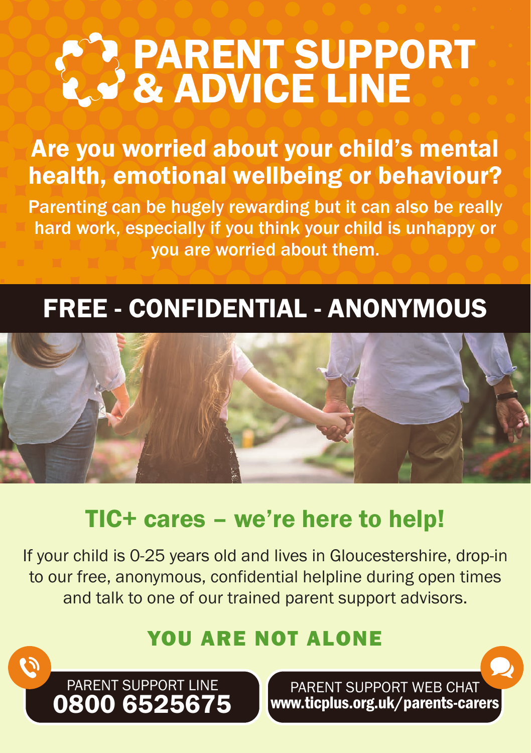# PARENT SUPPORT & ADVICE LINE

## Are you worried about your child's mental health, emotional wellbeing or behaviour?

Parenting can be hugely rewarding but it can also be really hard work, especially if you think your child is unhappy or you are worried about them.

## FREE - CONFIDENTIAL - ANONYMOUS

## TIC+ cares – we're here to help!

If your child is 0-25 years old and lives in Gloucestershire, drop-in to our free, anonymous, confidential helpline during open times and talk to one of our trained parent support advisors.

### YOU ARE NOT ALONE

PARENT SUPPORT LINE
**0800 6525675**

PARENT SUPPORT WEB CHAT
**www.ticplus.org.uk/parents-carers**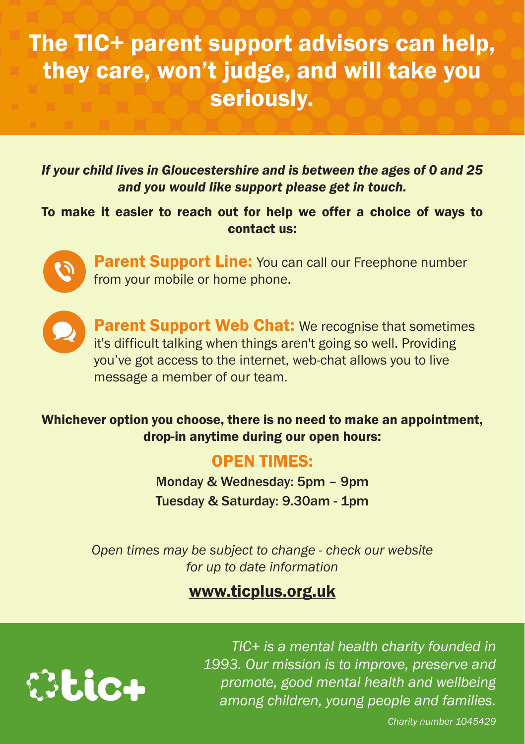# The TIC+ parent support advisors can help, they care, won't judge, and will take you seriously.

*If your child lives in Gloucestershire and is between the ages of 0 and 25 and you would like support please get in touch.*

**To make it easier to reach out for help we offer a choice of ways to contact us:**

**Parent Support Line:** You can call our Freephone number from your mobile or home phone.

**Parent Support Web Chat:** We recognise that sometimes it's difficult talking when things aren't going so well. Providing you've got access to the internet, web-chat allows you to live message a member of our team.

**Whichever option you choose, there is no need to make an appointment, drop-in anytime during our open hours:**

## OPEN TIMES:

**Monday & Wednesday: 5pm – 9pm**

**Tuesday & Saturday: 9.30am - 1pm**

*Open times may be subject to change - check our website for up to date information*

**www.ticplus.org.uk**

tic+

*TIC+ is a mental health charity founded in 1993. Our mission is to improve, preserve and promote, good mental health and wellbeing among children, young people and families.*

*Charity number 1045429*